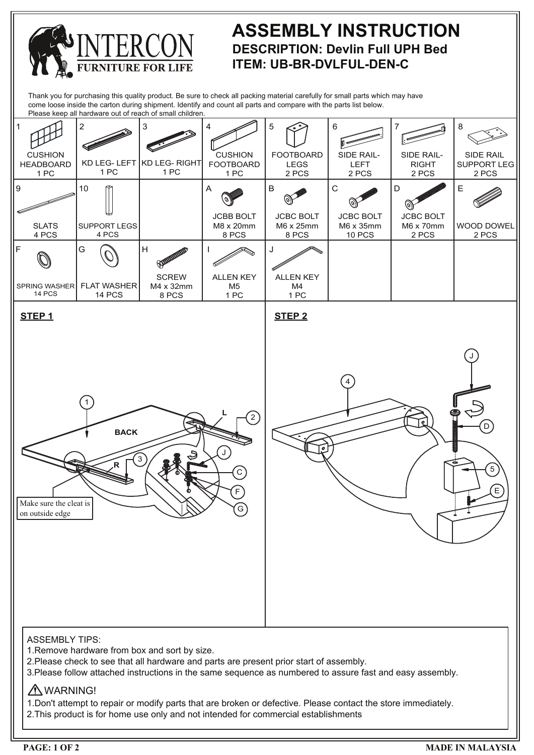INTERCON

FURNITURE FOR LIFE

# ASSEMBLY INSTRUCTION

## DESCRIPTION: Devlin Full UPH Bed

## ITEM: UB-BR-DVLFUL-DEN-C

Thank you for purchasing this quality product. Be sure to check all packing material carefully for small parts which may have come loose inside the carton during shipment. Identify and count all parts and compare with the parts list below.
Please keep all hardware out of reach of small children.

| 1 | 2 | 3 | 4 | 5 | 6 | 7 | 8 |
|---|---|---|---|---|---|---|---|
| CUSHION HEADBOARD 1 PC | KD LEG- LEFT 1 PC | KD LEG- RIGHT 1 PC | CUSHION FOOTBOARD 1 PC | FOOTBOARD LEGS 2 PCS | SIDE RAIL- LEFT 2 PCS | SIDE RAIL- RIGHT 2 PCS | SIDE RAIL SUPPORT LEG 2 PCS |
| **9** | **10** | | **A** | **B** | **C** | **D** | **E** |
| SLATS 4 PCS | SUPPORT LEGS 4 PCS | | JCBB BOLT M8 x 20mm 8 PCS | JCBC BOLT M6 x 25mm 8 PCS | JCBC BOLT M6 x 35mm 10 PCS | JCBC BOLT M6 x 70mm 2 PCS | WOOD DOWEL 2 PCS |
| **F** | **G** | **H** | **I** | **J** | | | |
| SPRING WASHER 14 PCS | FLAT WASHER 14 PCS | SCREW M4 x 32mm 8 PCS | ALLEN KEY M5 1 PC | ALLEN KEY M4 1 PC | | | |

**STEP 1**

1, 2, 3, BACK, L, R, J, C, F, G

Make sure the cleat is on outside edge

**STEP 2**

4, J, D, 5, E

ASSEMBLY TIPS:
1.Remove hardware from box and sort by size.
2.Please check to see that all hardware and parts are present prior start of assembly.
3.Please follow attached instructions in the same sequence as numbered to assure fast and easy assembly.

⚠ WARNING!
1.Don't attempt to repair or modify parts that are broken or defective. Please contact the store immediately.
2.This product is for home use only and not intended for commercial establishments

MADE IN MALAYSIA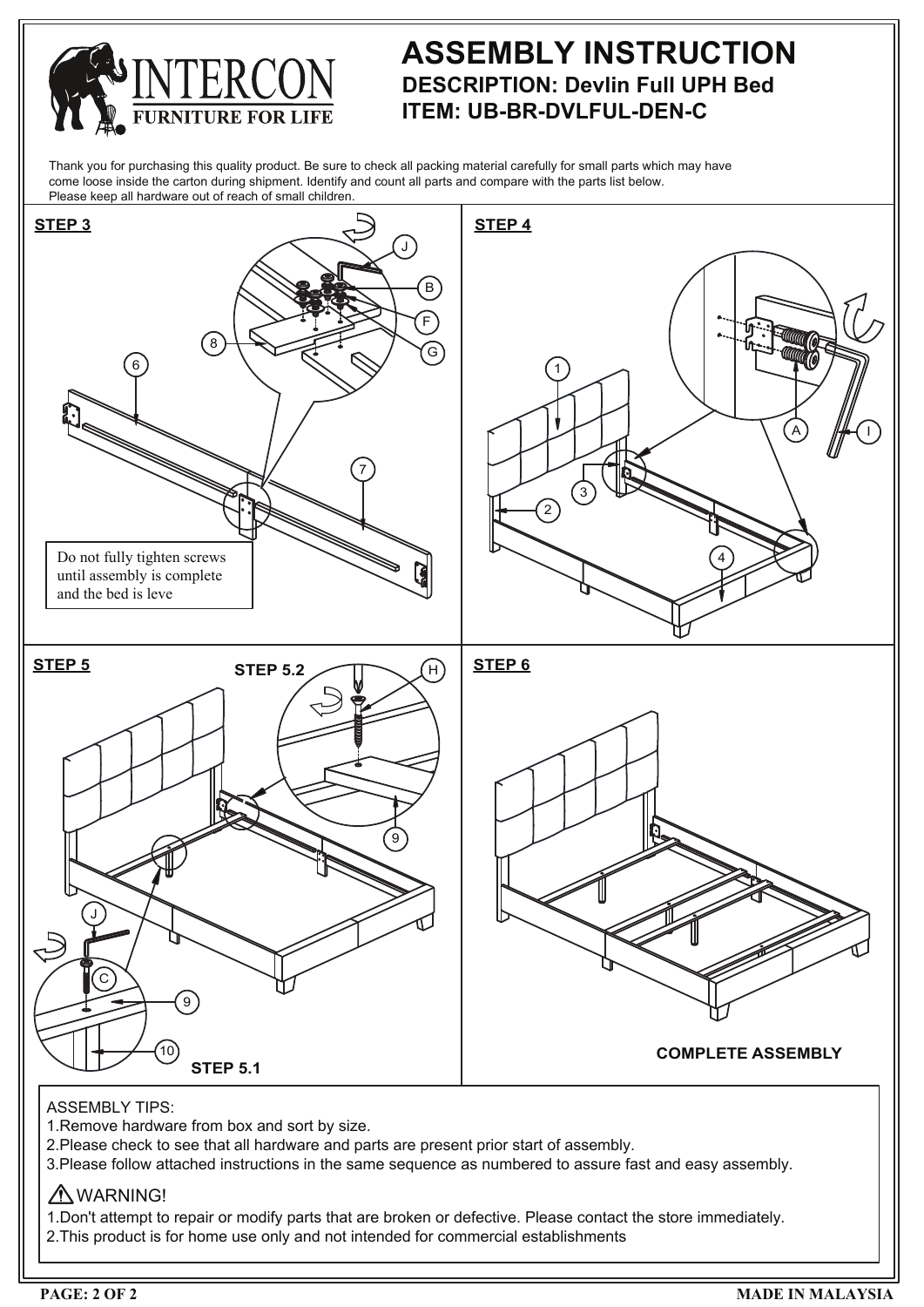# ASSEMBLY INSTRUCTION

**DESCRIPTION: Devlin Full UPH Bed**

**ITEM: UB-BR-DVLFUL-DEN-C**

INTERCON FURNITURE FOR LIFE

Thank you for purchasing this quality product. Be sure to check all packing material carefully for small parts which may have come loose inside the carton during shipment. Identify and count all parts and compare with the parts list below.
Please keep all hardware out of reach of small children.

**STEP 3**

J
B
F
G
8
6
7

Do not fully tighten screws until assembly is complete and the bed is leve

**STEP 4**

1
A
I
3
2
4

**STEP 5**

**STEP 5.2**

H
9
J
C
9
10

**STEP 5.1**

**STEP 6**

**COMPLETE ASSEMBLY**

ASSEMBLY TIPS:
1.Remove hardware from box and sort by size.
2.Please check to see that all hardware and parts are present prior start of assembly.
3.Please follow attached instructions in the same sequence as numbered to assure fast and easy assembly.

⚠ WARNING!
1.Don't attempt to repair or modify parts that are broken or defective. Please contact the store immediately.
2.This product is for home use only and not intended for commercial establishments

MADE IN MALAYSIA